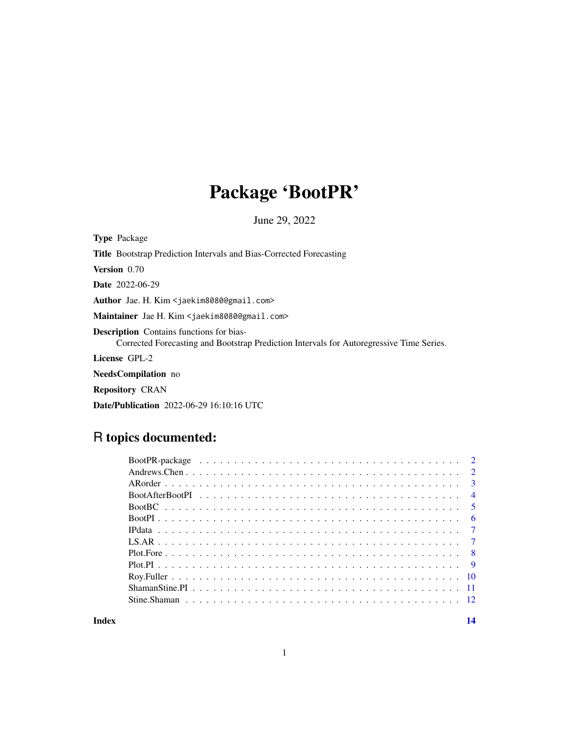# Package 'BootPR'

June 29, 2022

**Type** Package

**Title** Bootstrap Prediction Intervals and Bias-Corrected Forecasting

**Version** 0.70

**Date** 2022-06-29

**Author** Jae. H. Kim <jaekim8080@gmail.com>

**Maintainer** Jae H. Kim <jaekim8080@gmail.com>

**Description** Contains functions for bias-Corrected Forecasting and Bootstrap Prediction Intervals for Autoregressive Time Series.

**License** GPL-2

**NeedsCompilation** no

**Repository** CRAN

**Date/Publication** 2022-06-29 16:10:16 UTC

## R topics documented:

| Topic | Page |
|---|---|
| BootPR-package | 2 |
| Andrews.Chen | 2 |
| ARorder | 3 |
| BootAfterBootPI | 4 |
| BootBC | 5 |
| BootPI | 6 |
| IPdata | 7 |
| LS.AR | 7 |
| Plot.Fore | 8 |
| Plot.PI | 9 |
| Roy.Fuller | 10 |
| ShamanStine.PI | 11 |
| Stine.Shaman | 12 |
| **Index** | **14** |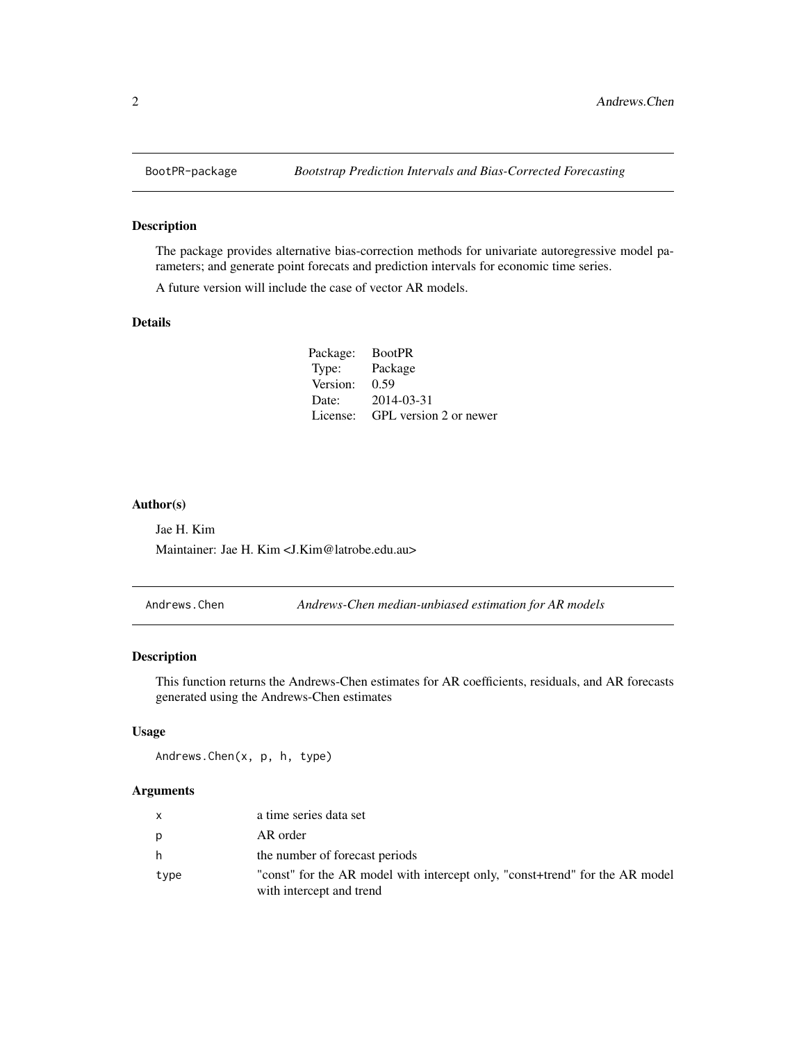## BootPR-package *Bootstrap Prediction Intervals and Bias-Corrected Forecasting*

### Description

The package provides alternative bias-correction methods for univariate autoregressive model parameters; and generate point forecats and prediction intervals for economic time series.

A future version will include the case of vector AR models.

### Details

| | |
|---|---|
| Package: | BootPR |
| Type: | Package |
| Version: | 0.59 |
| Date: | 2014-03-31 |
| License: | GPL version 2 or newer |

### Author(s)

Jae H. Kim

Maintainer: Jae H. Kim <J.Kim@latrobe.edu.au>

## Andrews.Chen *Andrews-Chen median-unbiased estimation for AR models*

### Description

This function returns the Andrews-Chen estimates for AR coefficients, residuals, and AR forecasts generated using the Andrews-Chen estimates

### Usage

```
Andrews.Chen(x, p, h, type)
```

### Arguments

| | |
|---|---|
| x | a time series data set |
| p | AR order |
| h | the number of forecast periods |
| type | "const" for the AR model with intercept only, "const+trend" for the AR model with intercept and trend |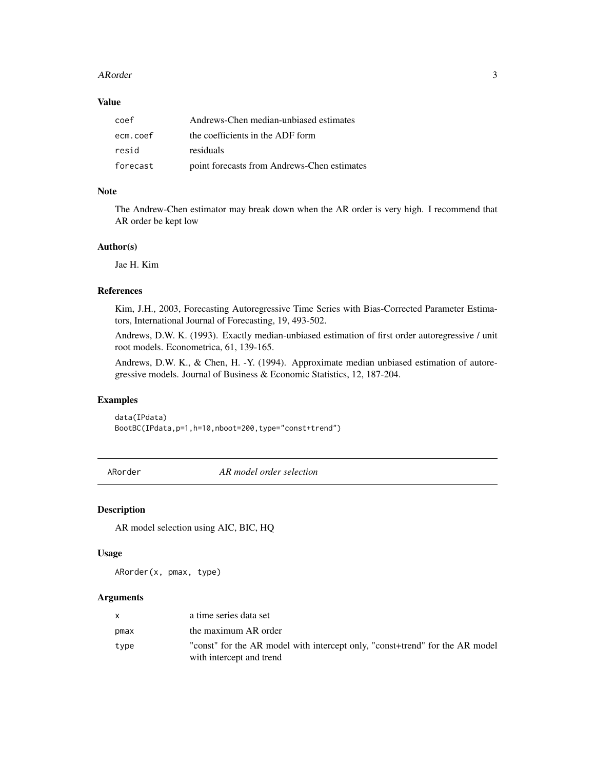### Value

| | |
|---|---|
| coef | Andrews-Chen median-unbiased estimates |
| ecm.coef | the coefficients in the ADF form |
| resid | residuals |
| forecast | point forecasts from Andrews-Chen estimates |

### Note

The Andrew-Chen estimator may break down when the AR order is very high. I recommend that AR order be kept low

### Author(s)

Jae H. Kim

### References

Kim, J.H., 2003, Forecasting Autoregressive Time Series with Bias-Corrected Parameter Estimators, International Journal of Forecasting, 19, 493-502.

Andrews, D.W. K. (1993). Exactly median-unbiased estimation of first order autoregressive / unit root models. Econometrica, 61, 139-165.

Andrews, D.W. K., & Chen, H. -Y. (1994). Approximate median unbiased estimation of autoregressive models. Journal of Business & Economic Statistics, 12, 187-204.

### Examples

```
data(IPdata)
BootBC(IPdata,p=1,h=10,nboot=200,type="const+trend")
```

---

## ARorder *AR model order selection*

---

### Description

AR model selection using AIC, BIC, HQ

### Usage

```
ARorder(x, pmax, type)
```

### Arguments

| | |
|---|---|
| x | a time series data set |
| pmax | the maximum AR order |
| type | "const" for the AR model with intercept only, "const+trend" for the AR model with intercept and trend |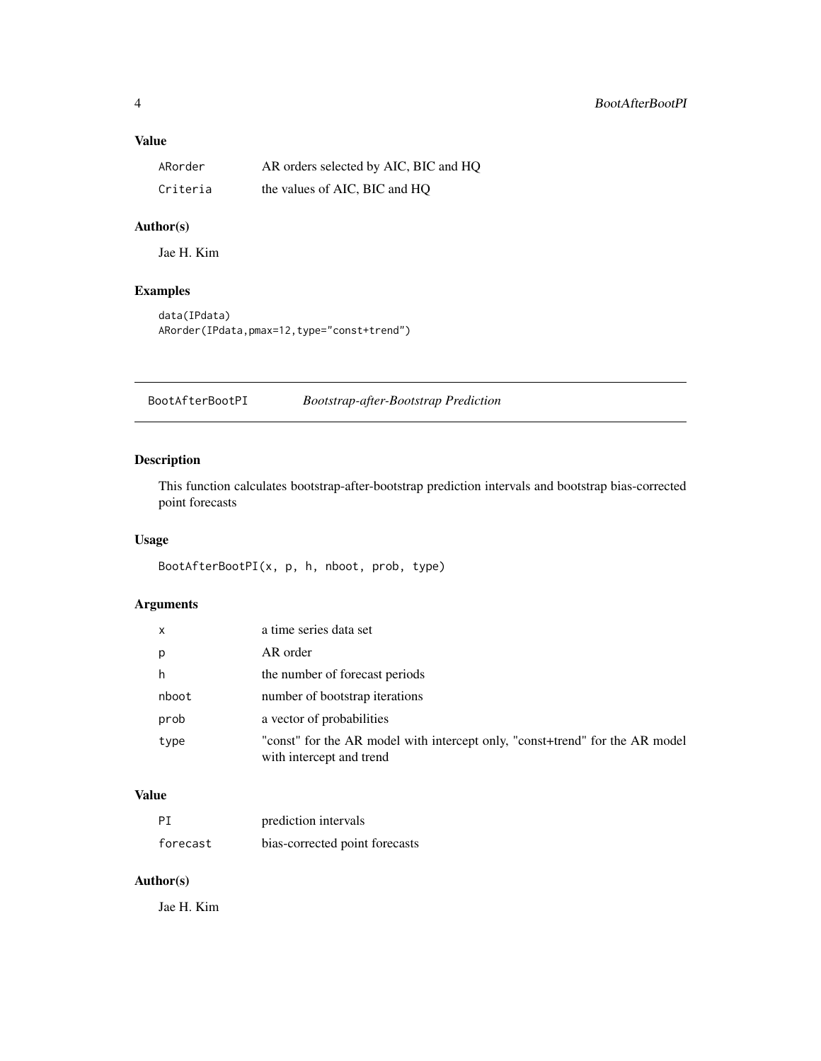## Value

| | |
|---|---|
| ARorder | AR orders selected by AIC, BIC and HQ |
| Criteria | the values of AIC, BIC and HQ |

## Author(s)

Jae H. Kim

## Examples

```
data(IPdata)
ARorder(IPdata,pmax=12,type="const+trend")
```

---

# BootAfterBootPI *Bootstrap-after-Bootstrap Prediction*

---

## Description

This function calculates bootstrap-after-bootstrap prediction intervals and bootstrap bias-corrected point forecasts

## Usage

```
BootAfterBootPI(x, p, h, nboot, prob, type)
```

## Arguments

| | |
|---|---|
| x | a time series data set |
| p | AR order |
| h | the number of forecast periods |
| nboot | number of bootstrap iterations |
| prob | a vector of probabilities |
| type | "const" for the AR model with intercept only, "const+trend" for the AR model with intercept and trend |

## Value

| | |
|---|---|
| PI | prediction intervals |
| forecast | bias-corrected point forecasts |

## Author(s)

Jae H. Kim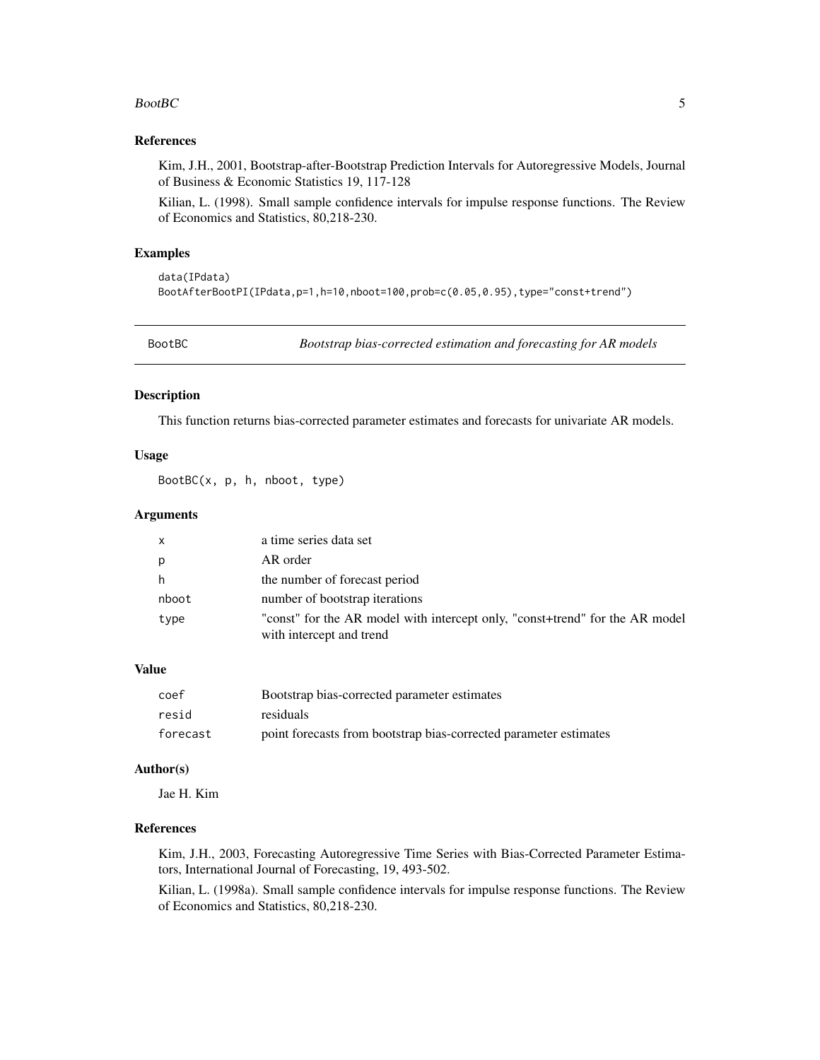### References

Kim, J.H., 2001, Bootstrap-after-Bootstrap Prediction Intervals for Autoregressive Models, Journal of Business & Economic Statistics 19, 117-128

Kilian, L. (1998). Small sample confidence intervals for impulse response functions. The Review of Economics and Statistics, 80,218-230.

### Examples

```
data(IPdata)
BootAfterBootPI(IPdata,p=1,h=10,nboot=100,prob=c(0.05,0.95),type="const+trend")
```

---

## BootBC — *Bootstrap bias-corrected estimation and forecasting for AR models*

---

### Description

This function returns bias-corrected parameter estimates and forecasts for univariate AR models.

### Usage

```
BootBC(x, p, h, nboot, type)
```

### Arguments

| | |
|---|---|
| x | a time series data set |
| p | AR order |
| h | the number of forecast period |
| nboot | number of bootstrap iterations |
| type | "const" for the AR model with intercept only, "const+trend" for the AR model with intercept and trend |

### Value

| | |
|---|---|
| coef | Bootstrap bias-corrected parameter estimates |
| resid | residuals |
| forecast | point forecasts from bootstrap bias-corrected parameter estimates |

### Author(s)

Jae H. Kim

### References

Kim, J.H., 2003, Forecasting Autoregressive Time Series with Bias-Corrected Parameter Estimators, International Journal of Forecasting, 19, 493-502.

Kilian, L. (1998a). Small sample confidence intervals for impulse response functions. The Review of Economics and Statistics, 80,218-230.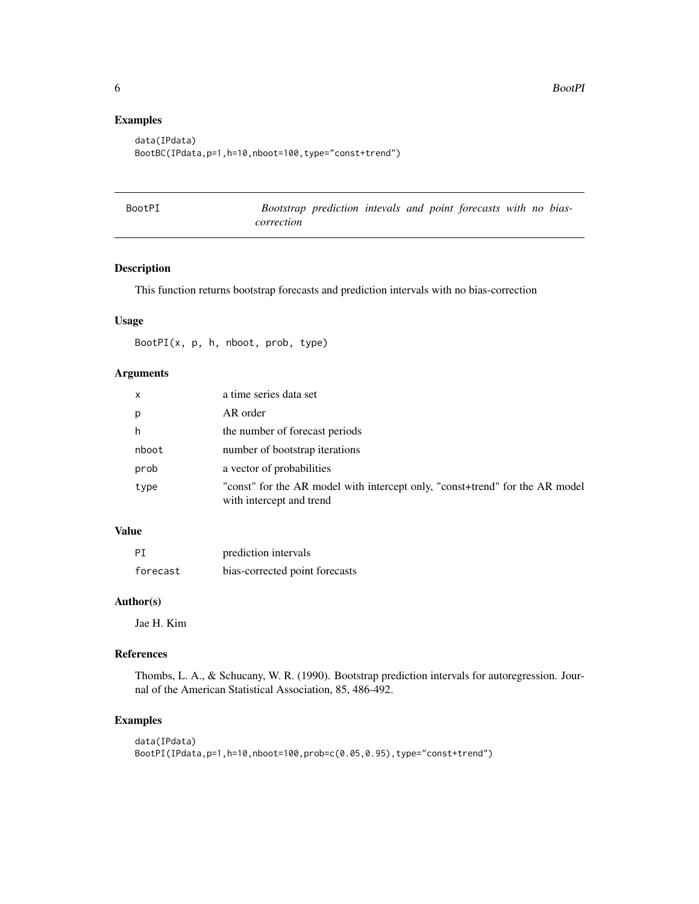## Examples

```
data(IPdata)
BootBC(IPdata,p=1,h=10,nboot=100,type="const+trend")
```

---

# BootPI — *Bootstrap prediction intevals and point forecasts with no bias-correction*

---

## Description

This function returns bootstrap forecasts and prediction intervals with no bias-correction

## Usage

```
BootPI(x, p, h, nboot, prob, type)
```

## Arguments

| | |
|---|---|
| x | a time series data set |
| p | AR order |
| h | the number of forecast periods |
| nboot | number of bootstrap iterations |
| prob | a vector of probabilities |
| type | "const" for the AR model with intercept only, "const+trend" for the AR model with intercept and trend |

## Value

| | |
|---|---|
| PI | prediction intervals |
| forecast | bias-corrected point forecasts |

## Author(s)

Jae H. Kim

## References

Thombs, L. A., & Schucany, W. R. (1990). Bootstrap prediction intervals for autoregression. Journal of the American Statistical Association, 85, 486-492.

## Examples

```
data(IPdata)
BootPI(IPdata,p=1,h=10,nboot=100,prob=c(0.05,0.95),type="const+trend")
```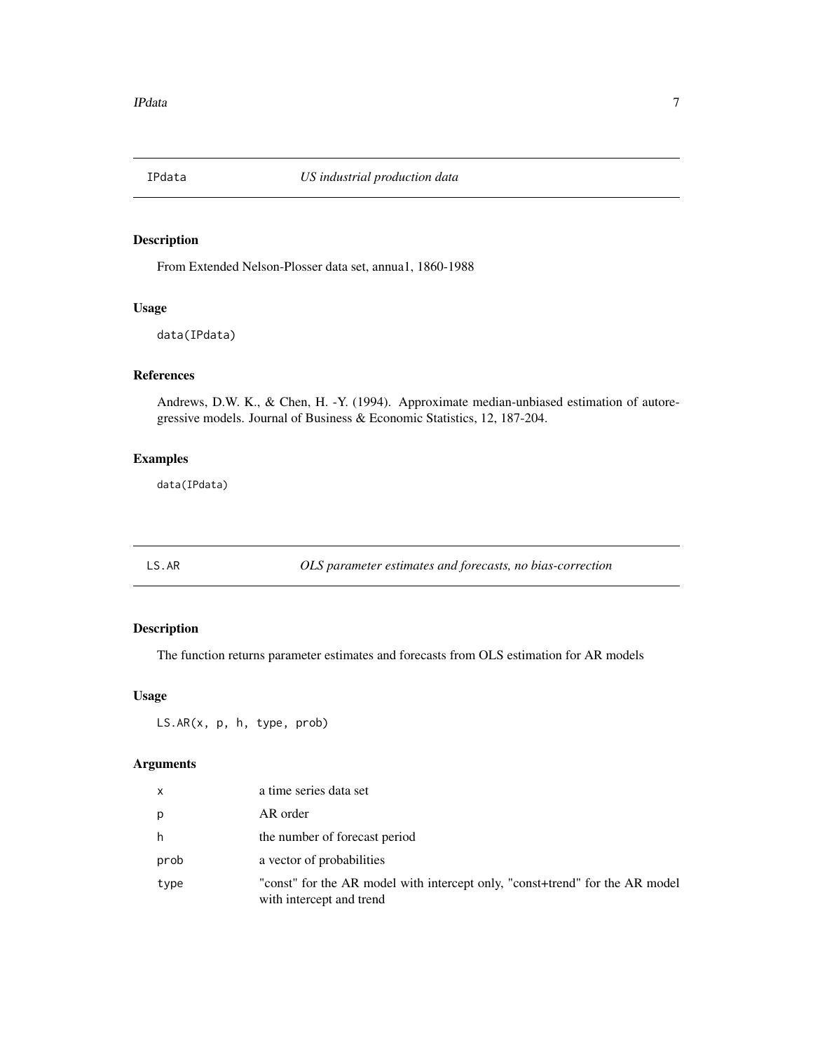## IPdata *US industrial production data*

### Description

From Extended Nelson-Plosser data set, annua1, 1860-1988

### Usage

```
data(IPdata)
```

### References

Andrews, D.W. K., & Chen, H. -Y. (1994). Approximate median-unbiased estimation of autoregressive models. Journal of Business & Economic Statistics, 12, 187-204.

### Examples

```
data(IPdata)
```

## LS.AR *OLS parameter estimates and forecasts, no bias-correction*

### Description

The function returns parameter estimates and forecasts from OLS estimation for AR models

### Usage

```
LS.AR(x, p, h, type, prob)
```

### Arguments

| | |
|---|---|
| x | a time series data set |
| p | AR order |
| h | the number of forecast period |
| prob | a vector of probabilities |
| type | "const" for the AR model with intercept only, "const+trend" for the AR model with intercept and trend |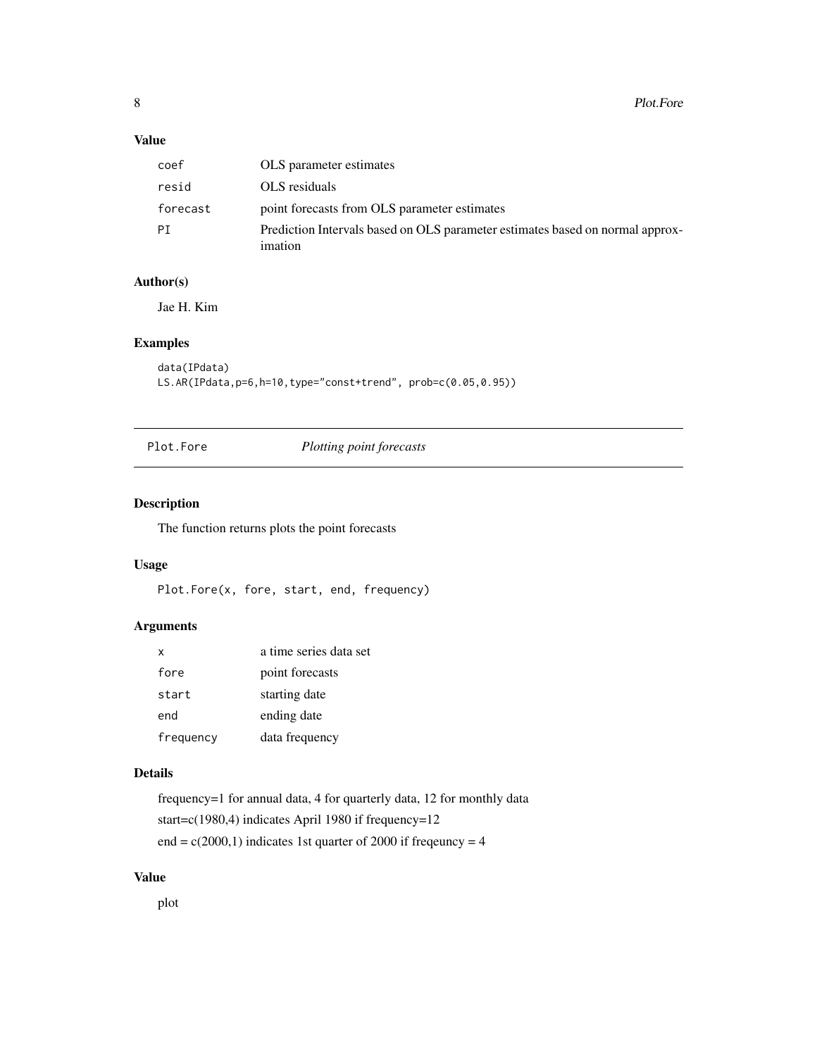### Value

| | |
|---|---|
| coef | OLS parameter estimates |
| resid | OLS residuals |
| forecast | point forecasts from OLS parameter estimates |
| PI | Prediction Intervals based on OLS parameter estimates based on normal approximation |

### Author(s)

Jae H. Kim

### Examples

```
data(IPdata)
LS.AR(IPdata,p=6,h=10,type="const+trend", prob=c(0.05,0.95))
```

---

## Plot.Fore    *Plotting point forecasts*

---

### Description

The function returns plots the point forecasts

### Usage

```
Plot.Fore(x, fore, start, end, frequency)
```

### Arguments

| | |
|---|---|
| x | a time series data set |
| fore | point forecasts |
| start | starting date |
| end | ending date |
| frequency | data frequency |

### Details

frequency=1 for annual data, 4 for quarterly data, 12 for monthly data

start=c(1980,4) indicates April 1980 if frequency=12

end = c(2000,1) indicates 1st quarter of 2000 if freqeuncy = 4

### Value

plot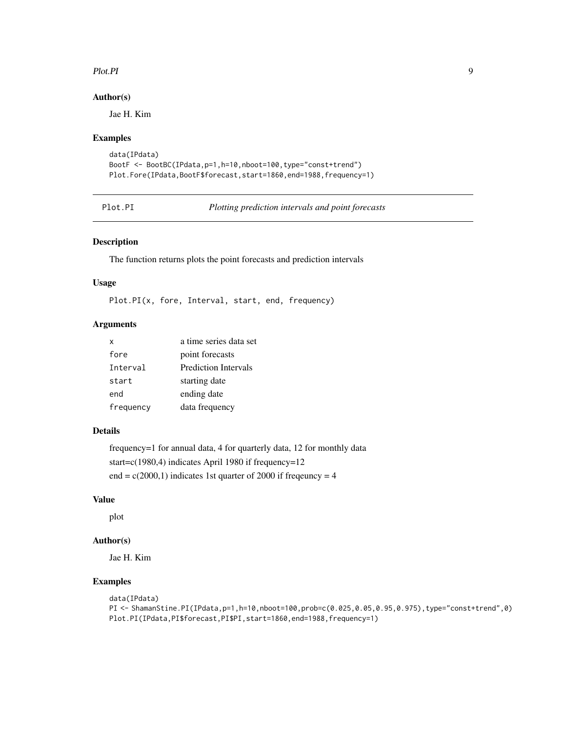## Author(s)

Jae H. Kim

## Examples

```
data(IPdata)
BootF <- BootBC(IPdata,p=1,h=10,nboot=100,type="const+trend")
Plot.Fore(IPdata,BootF$forecast,start=1860,end=1988,frequency=1)
```

---

# Plot.PI — *Plotting prediction intervals and point forecasts*

---

## Description

The function returns plots the point forecasts and prediction intervals

## Usage

```
Plot.PI(x, fore, Interval, start, end, frequency)
```

## Arguments

| | |
|---|---|
| `x` | a time series data set |
| `fore` | point forecasts |
| `Interval` | Prediction Intervals |
| `start` | starting date |
| `end` | ending date |
| `frequency` | data frequency |

## Details

frequency=1 for annual data, 4 for quarterly data, 12 for monthly data

start=c(1980,4) indicates April 1980 if frequency=12

end = c(2000,1) indicates 1st quarter of 2000 if freqeuncy = 4

## Value

plot

## Author(s)

Jae H. Kim

## Examples

```
data(IPdata)
PI <- ShamanStine.PI(IPdata,p=1,h=10,nboot=100,prob=c(0.025,0.05,0.95,0.975),type="const+trend",0)
Plot.PI(IPdata,PI$forecast,PI$PI,start=1860,end=1988,frequency=1)
```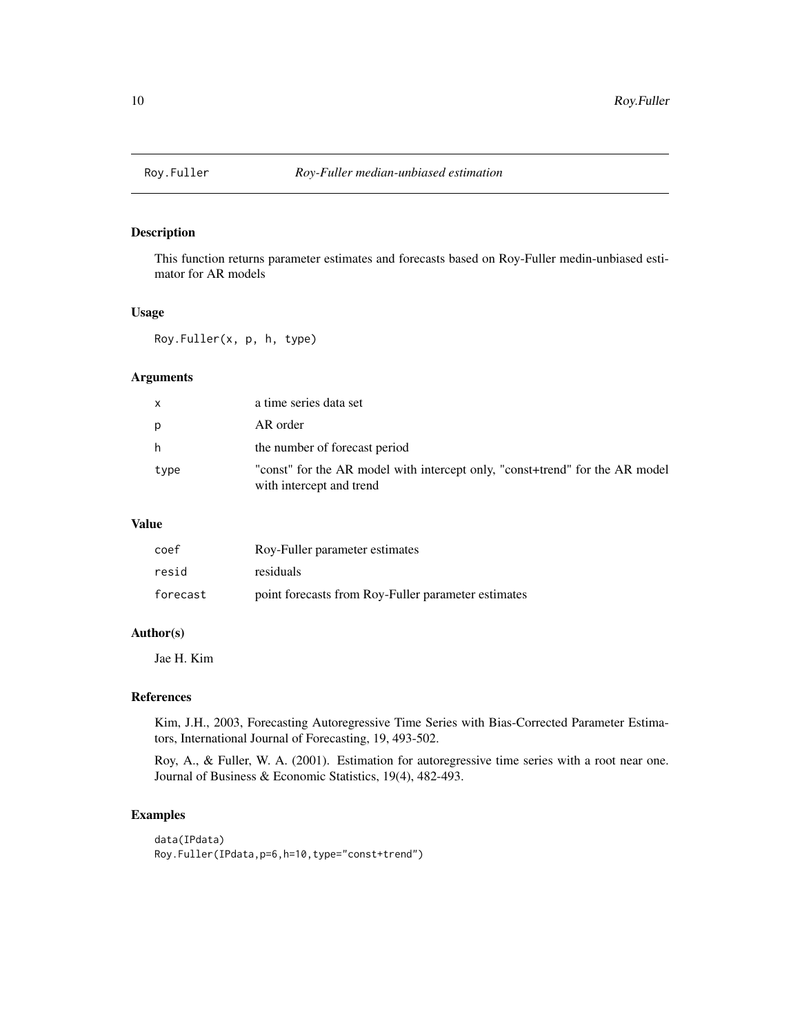# Roy.Fuller *Roy-Fuller median-unbiased estimation*

## Description

This function returns parameter estimates and forecasts based on Roy-Fuller medin-unbiased estimator for AR models

## Usage

```
Roy.Fuller(x, p, h, type)
```

## Arguments

| | |
|---|---|
| x | a time series data set |
| p | AR order |
| h | the number of forecast period |
| type | "const" for the AR model with intercept only, "const+trend" for the AR model with intercept and trend |

## Value

| | |
|---|---|
| coef | Roy-Fuller parameter estimates |
| resid | residuals |
| forecast | point forecasts from Roy-Fuller parameter estimates |

## Author(s)

Jae H. Kim

## References

Kim, J.H., 2003, Forecasting Autoregressive Time Series with Bias-Corrected Parameter Estimators, International Journal of Forecasting, 19, 493-502.

Roy, A., & Fuller, W. A. (2001). Estimation for autoregressive time series with a root near one. Journal of Business & Economic Statistics, 19(4), 482-493.

## Examples

```
data(IPdata)
Roy.Fuller(IPdata,p=6,h=10,type="const+trend")
```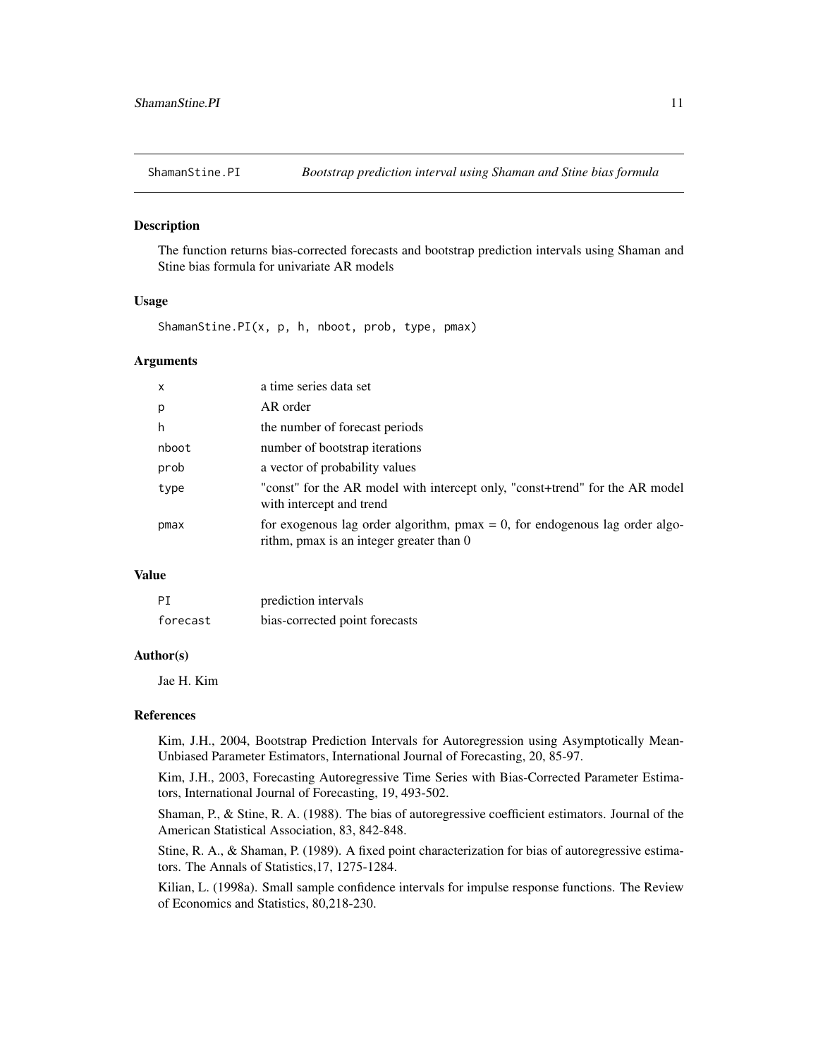# ShamanStine.PI *Bootstrap prediction interval using Shaman and Stine bias formula*

## Description

The function returns bias-corrected forecasts and bootstrap prediction intervals using Shaman and Stine bias formula for univariate AR models

## Usage

```
ShamanStine.PI(x, p, h, nboot, prob, type, pmax)
```

## Arguments

| | |
|---|---|
| x | a time series data set |
| p | AR order |
| h | the number of forecast periods |
| nboot | number of bootstrap iterations |
| prob | a vector of probability values |
| type | "const" for the AR model with intercept only, "const+trend" for the AR model with intercept and trend |
| pmax | for exogenous lag order algorithm, pmax = 0, for endogenous lag order algorithm, pmax is an integer greater than 0 |

## Value

| | |
|---|---|
| PI | prediction intervals |
| forecast | bias-corrected point forecasts |

## Author(s)

Jae H. Kim

## References

Kim, J.H., 2004, Bootstrap Prediction Intervals for Autoregression using Asymptotically Mean-Unbiased Parameter Estimators, International Journal of Forecasting, 20, 85-97.

Kim, J.H., 2003, Forecasting Autoregressive Time Series with Bias-Corrected Parameter Estimators, International Journal of Forecasting, 19, 493-502.

Shaman, P., & Stine, R. A. (1988). The bias of autoregressive coefficient estimators. Journal of the American Statistical Association, 83, 842-848.

Stine, R. A., & Shaman, P. (1989). A fixed point characterization for bias of autoregressive estimators. The Annals of Statistics,17, 1275-1284.

Kilian, L. (1998a). Small sample confidence intervals for impulse response functions. The Review of Economics and Statistics, 80,218-230.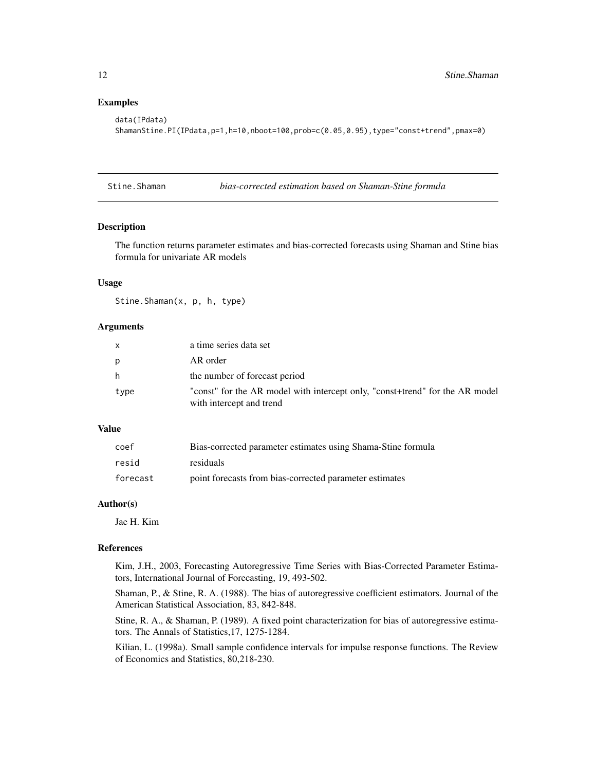## Examples

```
data(IPdata)
ShamanStine.PI(IPdata,p=1,h=10,nboot=100,prob=c(0.05,0.95),type="const+trend",pmax=0)
```

---

# Stine.Shaman *bias-corrected estimation based on Shaman-Stine formula*

---

## Description

The function returns parameter estimates and bias-corrected forecasts using Shaman and Stine bias formula for univariate AR models

## Usage

```
Stine.Shaman(x, p, h, type)
```

## Arguments

| | |
|---|---|
| `x` | a time series data set |
| `p` | AR order |
| `h` | the number of forecast period |
| `type` | "const" for the AR model with intercept only, "const+trend" for the AR model with intercept and trend |

## Value

| | |
|---|---|
| `coef` | Bias-corrected parameter estimates using Shama-Stine formula |
| `resid` | residuals |
| `forecast` | point forecasts from bias-corrected parameter estimates |

## Author(s)

Jae H. Kim

## References

Kim, J.H., 2003, Forecasting Autoregressive Time Series with Bias-Corrected Parameter Estimators, International Journal of Forecasting, 19, 493-502.

Shaman, P., & Stine, R. A. (1988). The bias of autoregressive coefficient estimators. Journal of the American Statistical Association, 83, 842-848.

Stine, R. A., & Shaman, P. (1989). A fixed point characterization for bias of autoregressive estimators. The Annals of Statistics,17, 1275-1284.

Kilian, L. (1998a). Small sample confidence intervals for impulse response functions. The Review of Economics and Statistics, 80,218-230.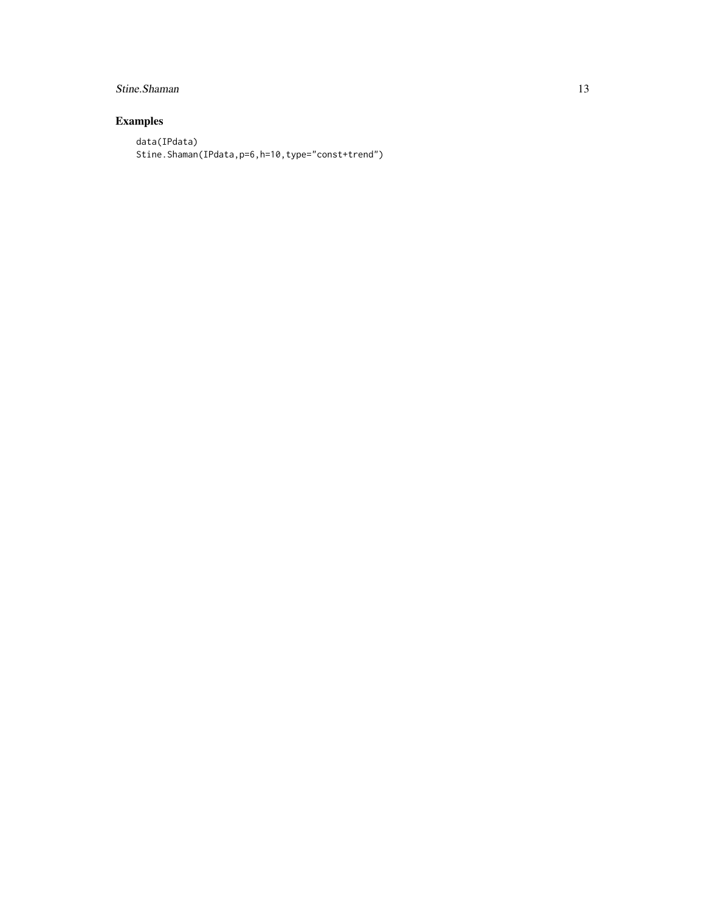## Examples

```
data(IPdata)
Stine.Shaman(IPdata,p=6,h=10,type="const+trend")
```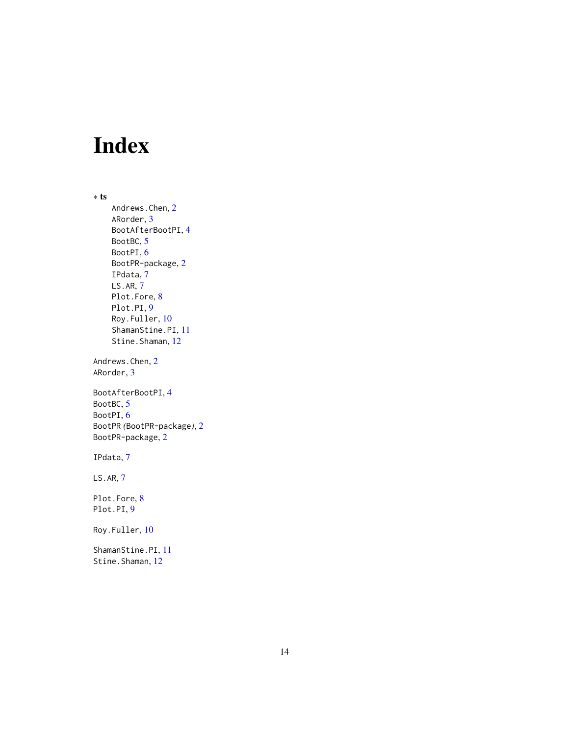# Index

* **ts**

    Andrews.Chen, 2
    ARorder, 3
    BootAfterBootPI, 4
    BootBC, 5
    BootPI, 6
    BootPR-package, 2
    IPdata, 7
    LS.AR, 7
    Plot.Fore, 8
    Plot.PI, 9
    Roy.Fuller, 10
    ShamanStine.PI, 11
    Stine.Shaman, 12

Andrews.Chen, 2
ARorder, 3

BootAfterBootPI, 4
BootBC, 5
BootPI, 6
BootPR (BootPR-package), 2
BootPR-package, 2

IPdata, 7

LS.AR, 7

Plot.Fore, 8
Plot.PI, 9

Roy.Fuller, 10

ShamanStine.PI, 11
Stine.Shaman, 12